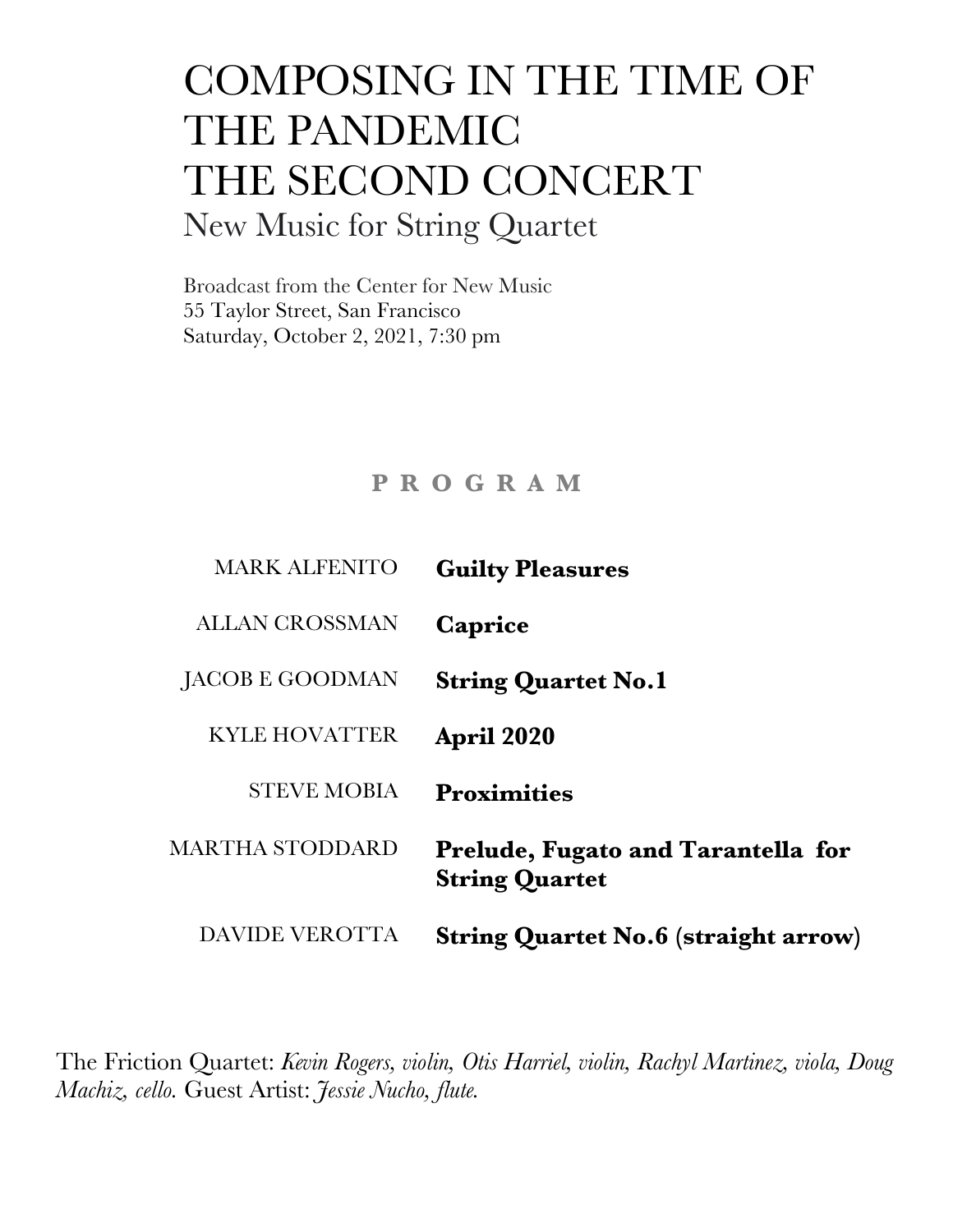# COMPOSING IN THE TIME OF THE PANDEMIC
# THE SECOND CONCERT
## New Music for String Quartet

Broadcast from the Center for New Music
55 Taylor Street, San Francisco
Saturday, October 2, 2021, 7:30 pm

### P R O G R A M

| | |
|---|---|
| MARK ALFENITO | **Guilty Pleasures** |
| ALLAN CROSSMAN | **Caprice** |
| JACOB E GOODMAN | **String Quartet No.1** |
| KYLE HOVATTER | **April 2020** |
| STEVE MOBIA | **Proximities** |
| MARTHA STODDARD | **Prelude, Fugato and Tarantella for String Quartet** |
| DAVIDE VEROTTA | **String Quartet No.6 (straight arrow)** |

The Friction Quartet: *Kevin Rogers, violin, Otis Harriel, violin, Rachyl Martinez, viola, Doug Machiz, cello.* Guest Artist: *Jessie Nucho, flute.*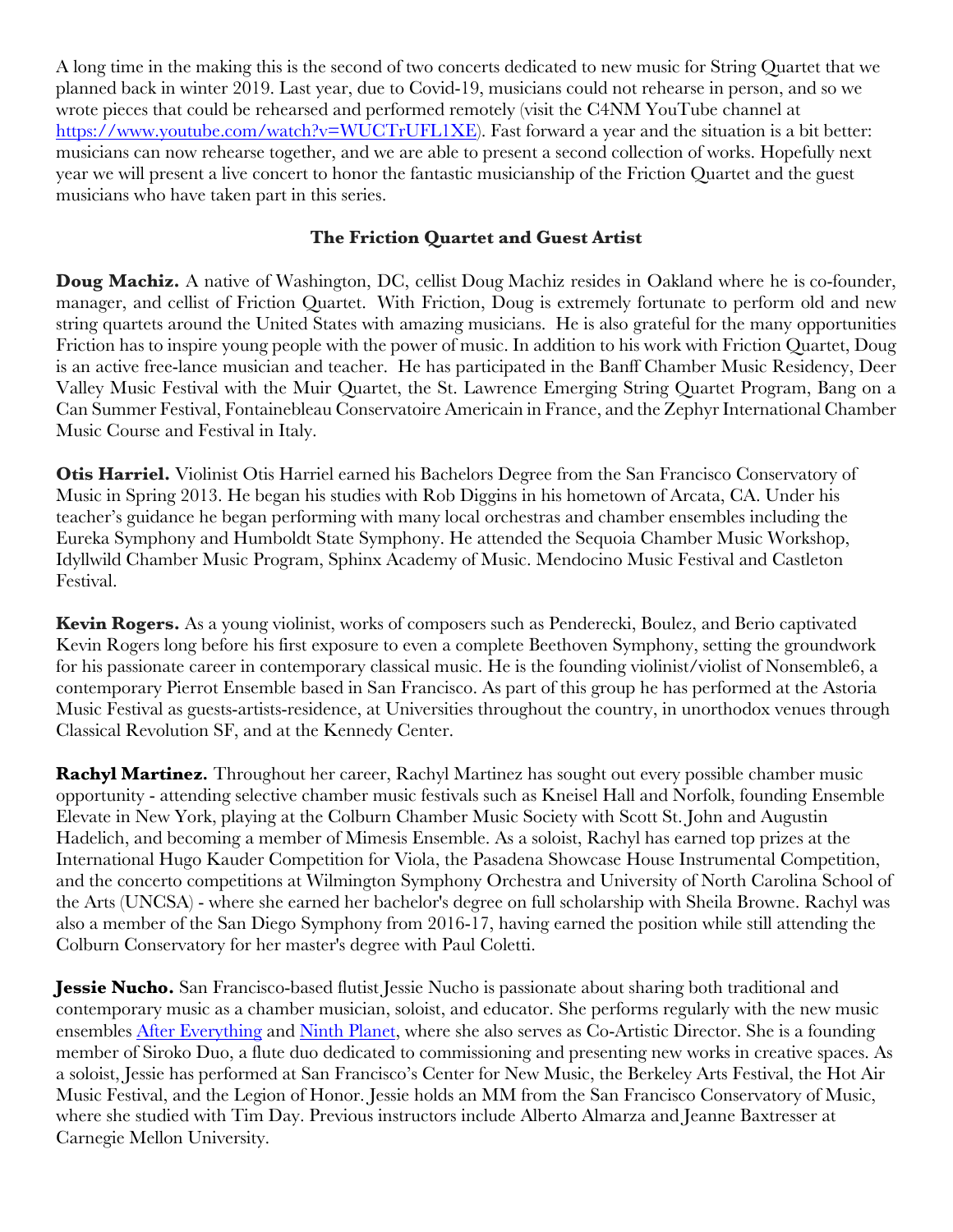A long time in the making this is the second of two concerts dedicated to new music for String Quartet that we planned back in winter 2019. Last year, due to Covid-19, musicians could not rehearse in person, and so we wrote pieces that could be rehearsed and performed remotely (visit the C4NM YouTube channel at [https://www.youtube.com/watch?v=WUCTrUFL1XE](https://www.youtube.com/watch?v=WUCTrUFL1XE)). Fast forward a year and the situation is a bit better: musicians can now rehearse together, and we are able to present a second collection of works. Hopefully next year we will present a live concert to honor the fantastic musicianship of the Friction Quartet and the guest musicians who have taken part in this series.

## The Friction Quartet and Guest Artist

**Doug Machiz.** A native of Washington, DC, cellist Doug Machiz resides in Oakland where he is co-founder, manager, and cellist of Friction Quartet. With Friction, Doug is extremely fortunate to perform old and new string quartets around the United States with amazing musicians. He is also grateful for the many opportunities Friction has to inspire young people with the power of music. In addition to his work with Friction Quartet, Doug is an active free-lance musician and teacher. He has participated in the Banff Chamber Music Residency, Deer Valley Music Festival with the Muir Quartet, the St. Lawrence Emerging String Quartet Program, Bang on a Can Summer Festival, Fontainebleau Conservatoire Americain in France, and the Zephyr International Chamber Music Course and Festival in Italy.

**Otis Harriel.** Violinist Otis Harriel earned his Bachelors Degree from the San Francisco Conservatory of Music in Spring 2013. He began his studies with Rob Diggins in his hometown of Arcata, CA. Under his teacher's guidance he began performing with many local orchestras and chamber ensembles including the Eureka Symphony and Humboldt State Symphony. He attended the Sequoia Chamber Music Workshop, Idyllwild Chamber Music Program, Sphinx Academy of Music. Mendocino Music Festival and Castleton Festival.

**Kevin Rogers.** As a young violinist, works of composers such as Penderecki, Boulez, and Berio captivated Kevin Rogers long before his first exposure to even a complete Beethoven Symphony, setting the groundwork for his passionate career in contemporary classical music. He is the founding violinist/violist of Nonsemble6, a contemporary Pierrot Ensemble based in San Francisco. As part of this group he has performed at the Astoria Music Festival as guests-artists-residence, at Universities throughout the country, in unorthodox venues through Classical Revolution SF, and at the Kennedy Center.

**Rachyl Martinez.** Throughout her career, Rachyl Martinez has sought out every possible chamber music opportunity - attending selective chamber music festivals such as Kneisel Hall and Norfolk, founding Ensemble Elevate in New York, playing at the Colburn Chamber Music Society with Scott St. John and Augustin Hadelich, and becoming a member of Mimesis Ensemble. As a soloist, Rachyl has earned top prizes at the International Hugo Kauder Competition for Viola, the Pasadena Showcase House Instrumental Competition, and the concerto competitions at Wilmington Symphony Orchestra and University of North Carolina School of the Arts (UNCSA) - where she earned her bachelor's degree on full scholarship with Sheila Browne. Rachyl was also a member of the San Diego Symphony from 2016-17, having earned the position while still attending the Colburn Conservatory for her master's degree with Paul Coletti.

**Jessie Nucho.** San Francisco-based flutist Jessie Nucho is passionate about sharing both traditional and contemporary music as a chamber musician, soloist, and educator. She performs regularly with the new music ensembles After Everything and Ninth Planet, where she also serves as Co-Artistic Director. She is a founding member of Siroko Duo, a flute duo dedicated to commissioning and presenting new works in creative spaces. As a soloist, Jessie has performed at San Francisco's Center for New Music, the Berkeley Arts Festival, the Hot Air Music Festival, and the Legion of Honor. Jessie holds an MM from the San Francisco Conservatory of Music, where she studied with Tim Day. Previous instructors include Alberto Almarza and Jeanne Baxtresser at Carnegie Mellon University.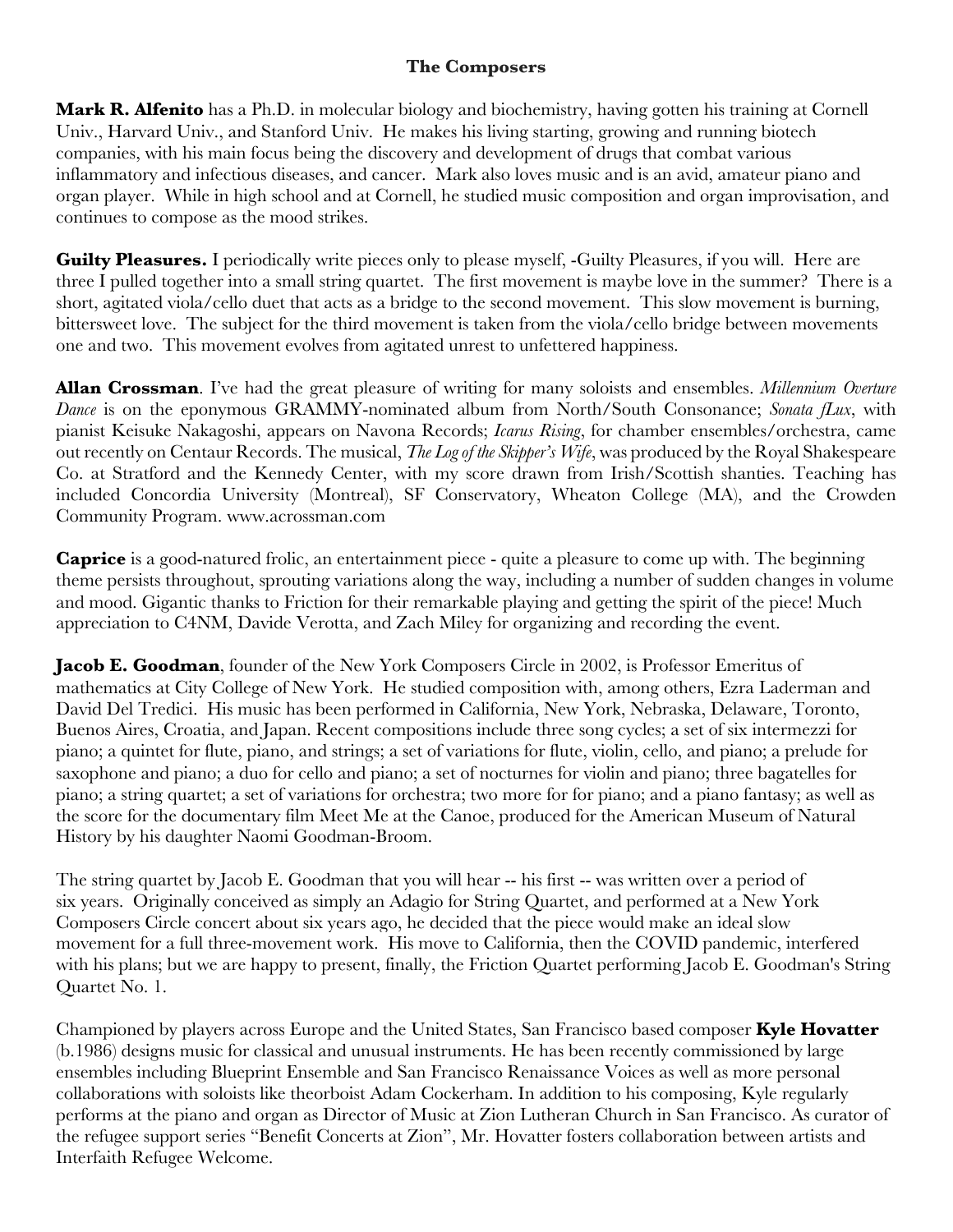## The Composers

**Mark R. Alfenito** has a Ph.D. in molecular biology and biochemistry, having gotten his training at Cornell Univ., Harvard Univ., and Stanford Univ. He makes his living starting, growing and running biotech companies, with his main focus being the discovery and development of drugs that combat various inflammatory and infectious diseases, and cancer. Mark also loves music and is an avid, amateur piano and organ player. While in high school and at Cornell, he studied music composition and organ improvisation, and continues to compose as the mood strikes.

**Guilty Pleasures.** I periodically write pieces only to please myself, -Guilty Pleasures, if you will. Here are three I pulled together into a small string quartet. The first movement is maybe love in the summer? There is a short, agitated viola/cello duet that acts as a bridge to the second movement. This slow movement is burning, bittersweet love. The subject for the third movement is taken from the viola/cello bridge between movements one and two. This movement evolves from agitated unrest to unfettered happiness.

**Allan Crossman**. I've had the great pleasure of writing for many soloists and ensembles. *Millennium Overture Dance* is on the eponymous GRAMMY-nominated album from North/South Consonance; *Sonata fLux*, with pianist Keisuke Nakagoshi, appears on Navona Records; *Icarus Rising*, for chamber ensembles/orchestra, came out recently on Centaur Records. The musical, *The Log of the Skipper's Wife*, was produced by the Royal Shakespeare Co. at Stratford and the Kennedy Center, with my score drawn from Irish/Scottish shanties. Teaching has included Concordia University (Montreal), SF Conservatory, Wheaton College (MA), and the Crowden Community Program. www.acrossman.com

**Caprice** is a good-natured frolic, an entertainment piece - quite a pleasure to come up with. The beginning theme persists throughout, sprouting variations along the way, including a number of sudden changes in volume and mood. Gigantic thanks to Friction for their remarkable playing and getting the spirit of the piece! Much appreciation to C4NM, Davide Verotta, and Zach Miley for organizing and recording the event.

**Jacob E. Goodman**, founder of the New York Composers Circle in 2002, is Professor Emeritus of mathematics at City College of New York. He studied composition with, among others, Ezra Laderman and David Del Tredici. His music has been performed in California, New York, Nebraska, Delaware, Toronto, Buenos Aires, Croatia, and Japan. Recent compositions include three song cycles; a set of six intermezzi for piano; a quintet for flute, piano, and strings; a set of variations for flute, violin, cello, and piano; a prelude for saxophone and piano; a duo for cello and piano; a set of nocturnes for violin and piano; three bagatelles for piano; a string quartet; a set of variations for orchestra; two more for for piano; and a piano fantasy; as well as the score for the documentary film Meet Me at the Canoe, produced for the American Museum of Natural History by his daughter Naomi Goodman-Broom.

The string quartet by Jacob E. Goodman that you will hear -- his first -- was written over a period of six years. Originally conceived as simply an Adagio for String Quartet, and performed at a New York Composers Circle concert about six years ago, he decided that the piece would make an ideal slow movement for a full three-movement work. His move to California, then the COVID pandemic, interfered with his plans; but we are happy to present, finally, the Friction Quartet performing Jacob E. Goodman's String Quartet No. 1.

Championed by players across Europe and the United States, San Francisco based composer **Kyle Hovatter** (b.1986) designs music for classical and unusual instruments. He has been recently commissioned by large ensembles including Blueprint Ensemble and San Francisco Renaissance Voices as well as more personal collaborations with soloists like theorboist Adam Cockerham. In addition to his composing, Kyle regularly performs at the piano and organ as Director of Music at Zion Lutheran Church in San Francisco. As curator of the refugee support series "Benefit Concerts at Zion", Mr. Hovatter fosters collaboration between artists and Interfaith Refugee Welcome.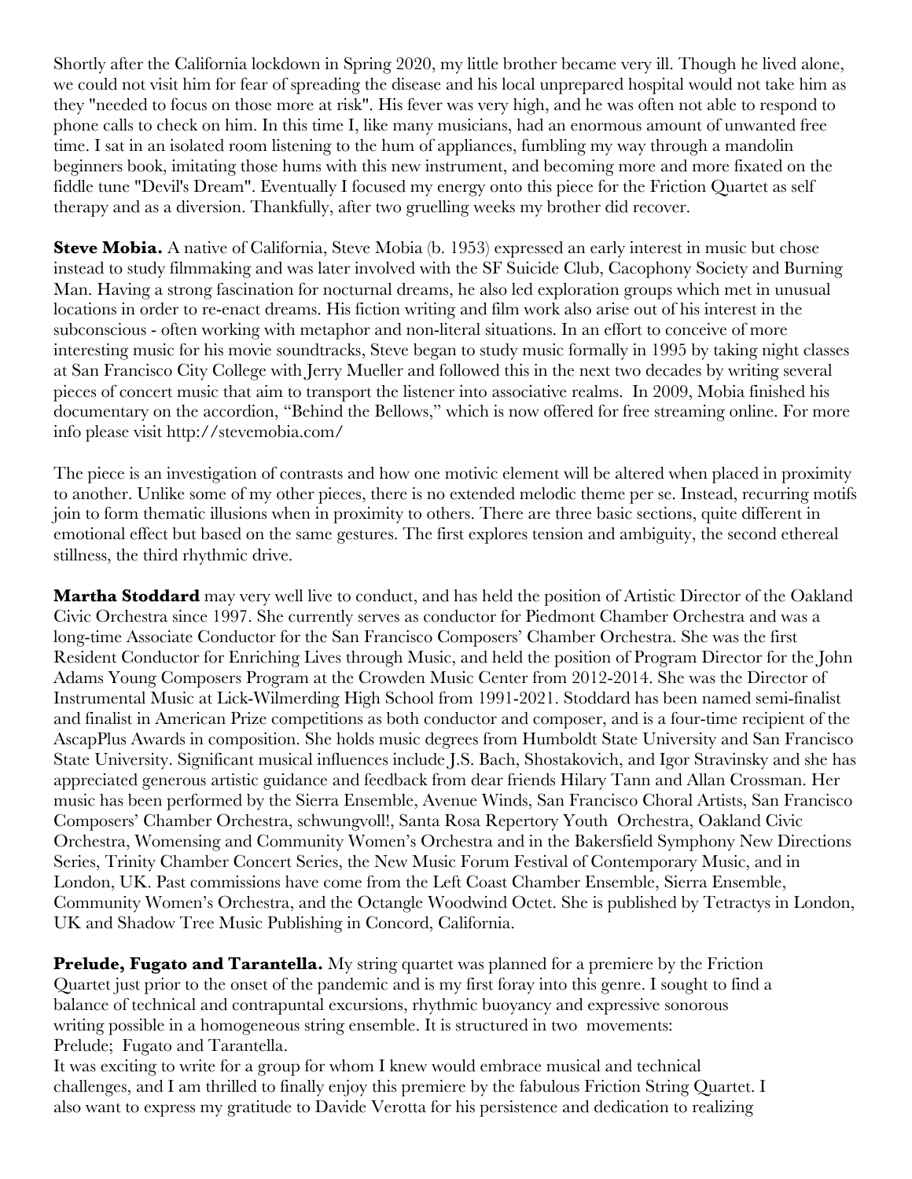Shortly after the California lockdown in Spring 2020, my little brother became very ill. Though he lived alone, we could not visit him for fear of spreading the disease and his local unprepared hospital would not take him as they "needed to focus on those more at risk". His fever was very high, and he was often not able to respond to phone calls to check on him. In this time I, like many musicians, had an enormous amount of unwanted free time. I sat in an isolated room listening to the hum of appliances, fumbling my way through a mandolin beginners book, imitating those hums with this new instrument, and becoming more and more fixated on the fiddle tune "Devil's Dream". Eventually I focused my energy onto this piece for the Friction Quartet as self therapy and as a diversion. Thankfully, after two gruelling weeks my brother did recover.

**Steve Mobia.** A native of California, Steve Mobia (b. 1953) expressed an early interest in music but chose instead to study filmmaking and was later involved with the SF Suicide Club, Cacophony Society and Burning Man. Having a strong fascination for nocturnal dreams, he also led exploration groups which met in unusual locations in order to re-enact dreams. His fiction writing and film work also arise out of his interest in the subconscious - often working with metaphor and non-literal situations. In an effort to conceive of more interesting music for his movie soundtracks, Steve began to study music formally in 1995 by taking night classes at San Francisco City College with Jerry Mueller and followed this in the next two decades by writing several pieces of concert music that aim to transport the listener into associative realms. In 2009, Mobia finished his documentary on the accordion, "Behind the Bellows," which is now offered for free streaming online. For more info please visit http://stevemobia.com/

The piece is an investigation of contrasts and how one motivic element will be altered when placed in proximity to another. Unlike some of my other pieces, there is no extended melodic theme per se. Instead, recurring motifs join to form thematic illusions when in proximity to others. There are three basic sections, quite different in emotional effect but based on the same gestures. The first explores tension and ambiguity, the second ethereal stillness, the third rhythmic drive.

**Martha Stoddard** may very well live to conduct, and has held the position of Artistic Director of the Oakland Civic Orchestra since 1997. She currently serves as conductor for Piedmont Chamber Orchestra and was a long-time Associate Conductor for the San Francisco Composers' Chamber Orchestra. She was the first Resident Conductor for Enriching Lives through Music, and held the position of Program Director for the John Adams Young Composers Program at the Crowden Music Center from 2012-2014. She was the Director of Instrumental Music at Lick-Wilmerding High School from 1991-2021. Stoddard has been named semi-finalist and finalist in American Prize competitions as both conductor and composer, and is a four-time recipient of the AscapPlus Awards in composition. She holds music degrees from Humboldt State University and San Francisco State University. Significant musical influences include J.S. Bach, Shostakovich, and Igor Stravinsky and she has appreciated generous artistic guidance and feedback from dear friends Hilary Tann and Allan Crossman. Her music has been performed by the Sierra Ensemble, Avenue Winds, San Francisco Choral Artists, San Francisco Composers' Chamber Orchestra, schwungvoll!, Santa Rosa Repertory Youth Orchestra, Oakland Civic Orchestra, Womensing and Community Women's Orchestra and in the Bakersfield Symphony New Directions Series, Trinity Chamber Concert Series, the New Music Forum Festival of Contemporary Music, and in London, UK. Past commissions have come from the Left Coast Chamber Ensemble, Sierra Ensemble, Community Women's Orchestra, and the Octangle Woodwind Octet. She is published by Tetractys in London, UK and Shadow Tree Music Publishing in Concord, California.

**Prelude, Fugato and Tarantella.** My string quartet was planned for a premiere by the Friction Quartet just prior to the onset of the pandemic and is my first foray into this genre. I sought to find a balance of technical and contrapuntal excursions, rhythmic buoyancy and expressive sonorous writing possible in a homogeneous string ensemble. It is structured in two movements: Prelude; Fugato and Tarantella.
It was exciting to write for a group for whom I knew would embrace musical and technical challenges, and I am thrilled to finally enjoy this premiere by the fabulous Friction String Quartet. I also want to express my gratitude to Davide Verotta for his persistence and dedication to realizing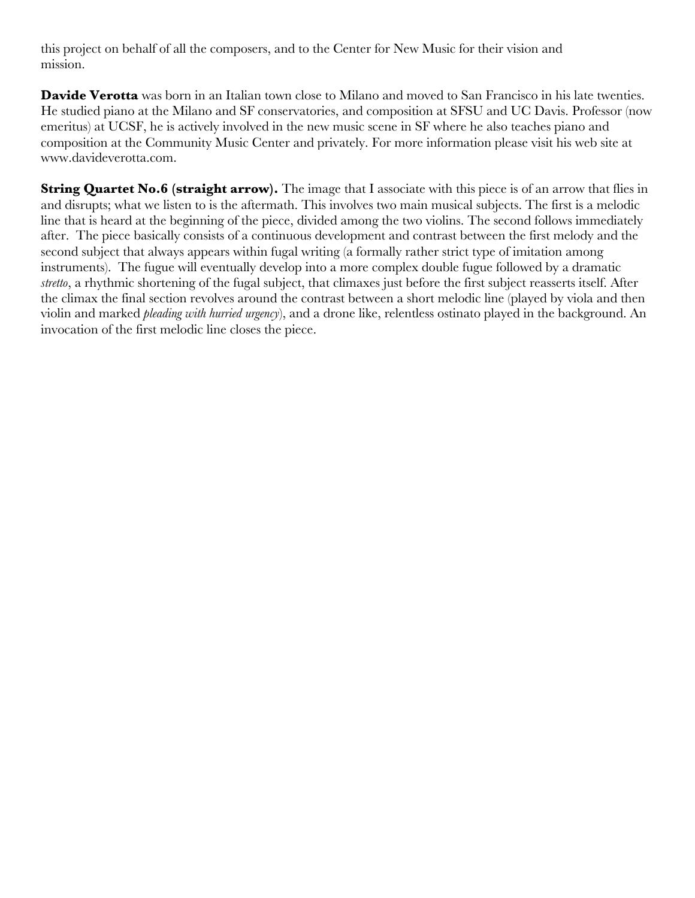this project on behalf of all the composers, and to the Center for New Music for their vision and mission.

**Davide Verotta** was born in an Italian town close to Milano and moved to San Francisco in his late twenties. He studied piano at the Milano and SF conservatories, and composition at SFSU and UC Davis. Professor (now emeritus) at UCSF, he is actively involved in the new music scene in SF where he also teaches piano and composition at the Community Music Center and privately. For more information please visit his web site at www.davideverotta.com.

**String Quartet No.6 (straight arrow).** The image that I associate with this piece is of an arrow that flies in and disrupts; what we listen to is the aftermath. This involves two main musical subjects. The first is a melodic line that is heard at the beginning of the piece, divided among the two violins. The second follows immediately after. The piece basically consists of a continuous development and contrast between the first melody and the second subject that always appears within fugal writing (a formally rather strict type of imitation among instruments). The fugue will eventually develop into a more complex double fugue followed by a dramatic *stretto*, a rhythmic shortening of the fugal subject, that climaxes just before the first subject reasserts itself. After the climax the final section revolves around the contrast between a short melodic line (played by viola and then violin and marked *pleading with hurried urgency*), and a drone like, relentless ostinato played in the background. An invocation of the first melodic line closes the piece.